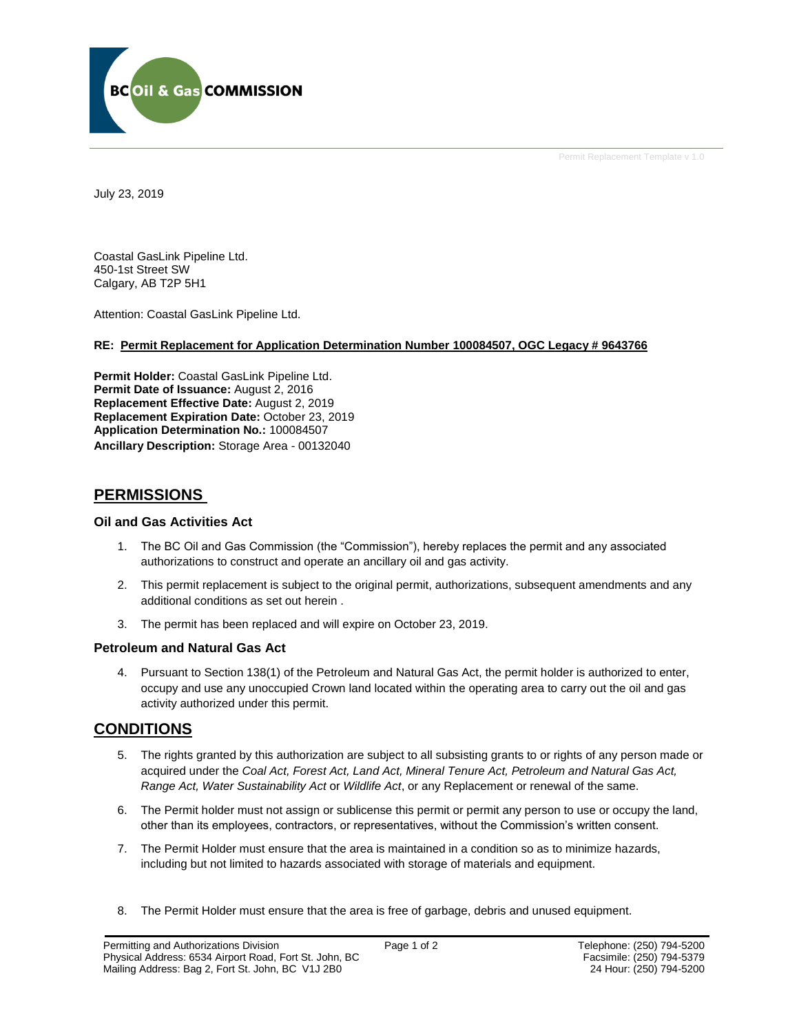BC Oil & Gas COMMISSION

Permit Replacement Template v 1.0

July 23, 2019

Coastal GasLink Pipeline Ltd.
450-1st Street SW
Calgary, AB T2P 5H1

Attention: Coastal GasLink Pipeline Ltd.

**RE: Permit Replacement for Application Determination Number 100084507, OGC Legacy # 9643766**

**Permit Holder:** Coastal GasLink Pipeline Ltd.
**Permit Date of Issuance:** August 2, 2016
**Replacement Effective Date:** August 2, 2019
**Replacement Expiration Date:** October 23, 2019
**Application Determination No.:** 100084507
**Ancillary Description:** Storage Area - 00132040

## PERMISSIONS

### Oil and Gas Activities Act

1. The BC Oil and Gas Commission (the "Commission"), hereby replaces the permit and any associated authorizations to construct and operate an ancillary oil and gas activity.
2. This permit replacement is subject to the original permit, authorizations, subsequent amendments and any additional conditions as set out herein .
3. The permit has been replaced and will expire on October 23, 2019.

### Petroleum and Natural Gas Act

4. Pursuant to Section 138(1) of the Petroleum and Natural Gas Act, the permit holder is authorized to enter, occupy and use any unoccupied Crown land located within the operating area to carry out the oil and gas activity authorized under this permit.

## CONDITIONS

5. The rights granted by this authorization are subject to all subsisting grants to or rights of any person made or acquired under the *Coal Act, Forest Act, Land Act, Mineral Tenure Act, Petroleum and Natural Gas Act, Range Act, Water Sustainability Act* or *Wildlife Act*, or any Replacement or renewal of the same.
6. The Permit holder must not assign or sublicense this permit or permit any person to use or occupy the land, other than its employees, contractors, or representatives, without the Commission's written consent.
7. The Permit Holder must ensure that the area is maintained in a condition so as to minimize hazards, including but not limited to hazards associated with storage of materials and equipment.
8. The Permit Holder must ensure that the area is free of garbage, debris and unused equipment.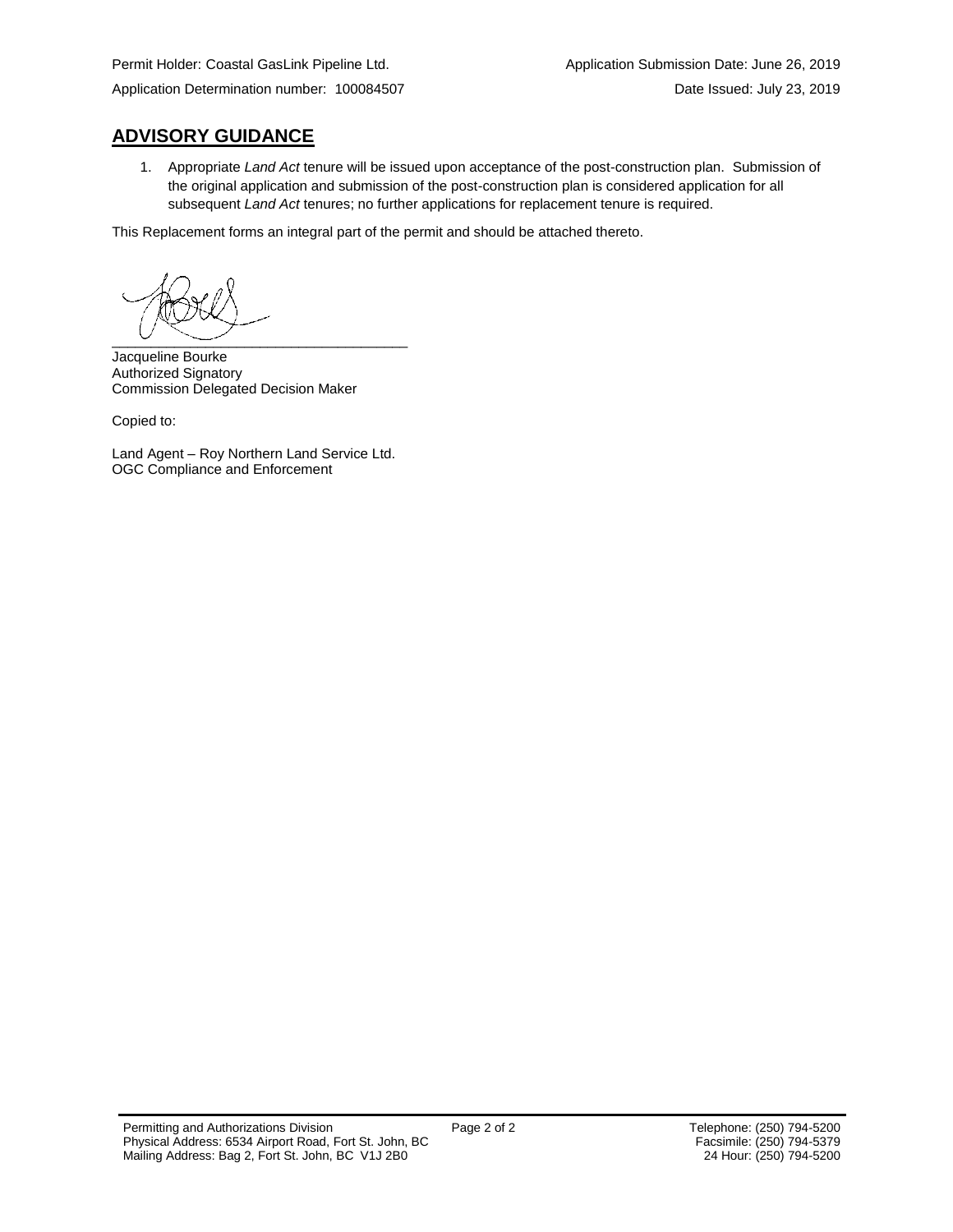Permit Holder: Coastal GasLink Pipeline Ltd.  Application Submission Date: June 26, 2019

Application Determination number: 100084507  Date Issued: July 23, 2019

## ADVISORY GUIDANCE

1. Appropriate *Land Act* tenure will be issued upon acceptance of the post-construction plan. Submission of the original application and submission of the post-construction plan is considered application for all subsequent *Land Act* tenures; no further applications for replacement tenure is required.

This Replacement forms an integral part of the permit and should be attached thereto.

\_\_\_\_\_\_\_\_\_\_\_\_\_\_\_\_\_\_\_\_\_\_\_\_\_\_\_\_\_\_\_\_\_\_\_\_

Jacqueline Bourke
Authorized Signatory
Commission Delegated Decision Maker

Copied to:

Land Agent – Roy Northern Land Service Ltd.
OGC Compliance and Enforcement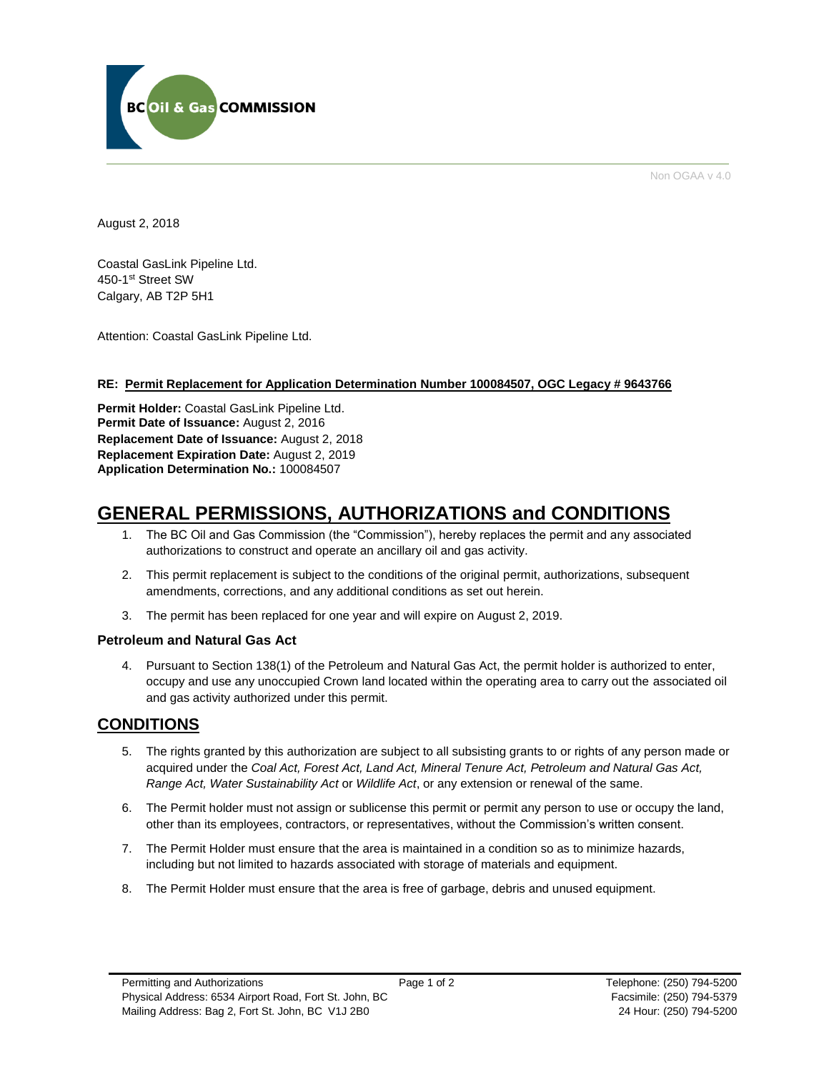Non OGAA v 4.0

August 2, 2018

Coastal GasLink Pipeline Ltd.
450-1st Street SW
Calgary, AB T2P 5H1

Attention: Coastal GasLink Pipeline Ltd.

**RE: Permit Replacement for Application Determination Number 100084507, OGC Legacy # 9643766**

**Permit Holder:** Coastal GasLink Pipeline Ltd.
**Permit Date of Issuance:** August 2, 2016
**Replacement Date of Issuance:** August 2, 2018
**Replacement Expiration Date:** August 2, 2019
**Application Determination No.:** 100084507

# GENERAL PERMISSIONS, AUTHORIZATIONS and CONDITIONS

1. The BC Oil and Gas Commission (the "Commission"), hereby replaces the permit and any associated authorizations to construct and operate an ancillary oil and gas activity.
2. This permit replacement is subject to the conditions of the original permit, authorizations, subsequent amendments, corrections, and any additional conditions as set out herein.
3. The permit has been replaced for one year and will expire on August 2, 2019.

### Petroleum and Natural Gas Act

4. Pursuant to Section 138(1) of the Petroleum and Natural Gas Act, the permit holder is authorized to enter, occupy and use any unoccupied Crown land located within the operating area to carry out the associated oil and gas activity authorized under this permit.

## CONDITIONS

5. The rights granted by this authorization are subject to all subsisting grants to or rights of any person made or acquired under the *Coal Act, Forest Act, Land Act, Mineral Tenure Act, Petroleum and Natural Gas Act, Range Act, Water Sustainability Act* or *Wildlife Act*, or any extension or renewal of the same.
6. The Permit holder must not assign or sublicense this permit or permit any person to use or occupy the land, other than its employees, contractors, or representatives, without the Commission's written consent.
7. The Permit Holder must ensure that the area is maintained in a condition so as to minimize hazards, including but not limited to hazards associated with storage of materials and equipment.
8. The Permit Holder must ensure that the area is free of garbage, debris and unused equipment.

Permitting and Authorizations
Physical Address: 6534 Airport Road, Fort St. John, BC
Mailing Address: Bag 2, Fort St. John, BC V1J 2B0

Telephone: (250) 794-5200
Facsimile: (250) 794-5379
24 Hour: (250) 794-5200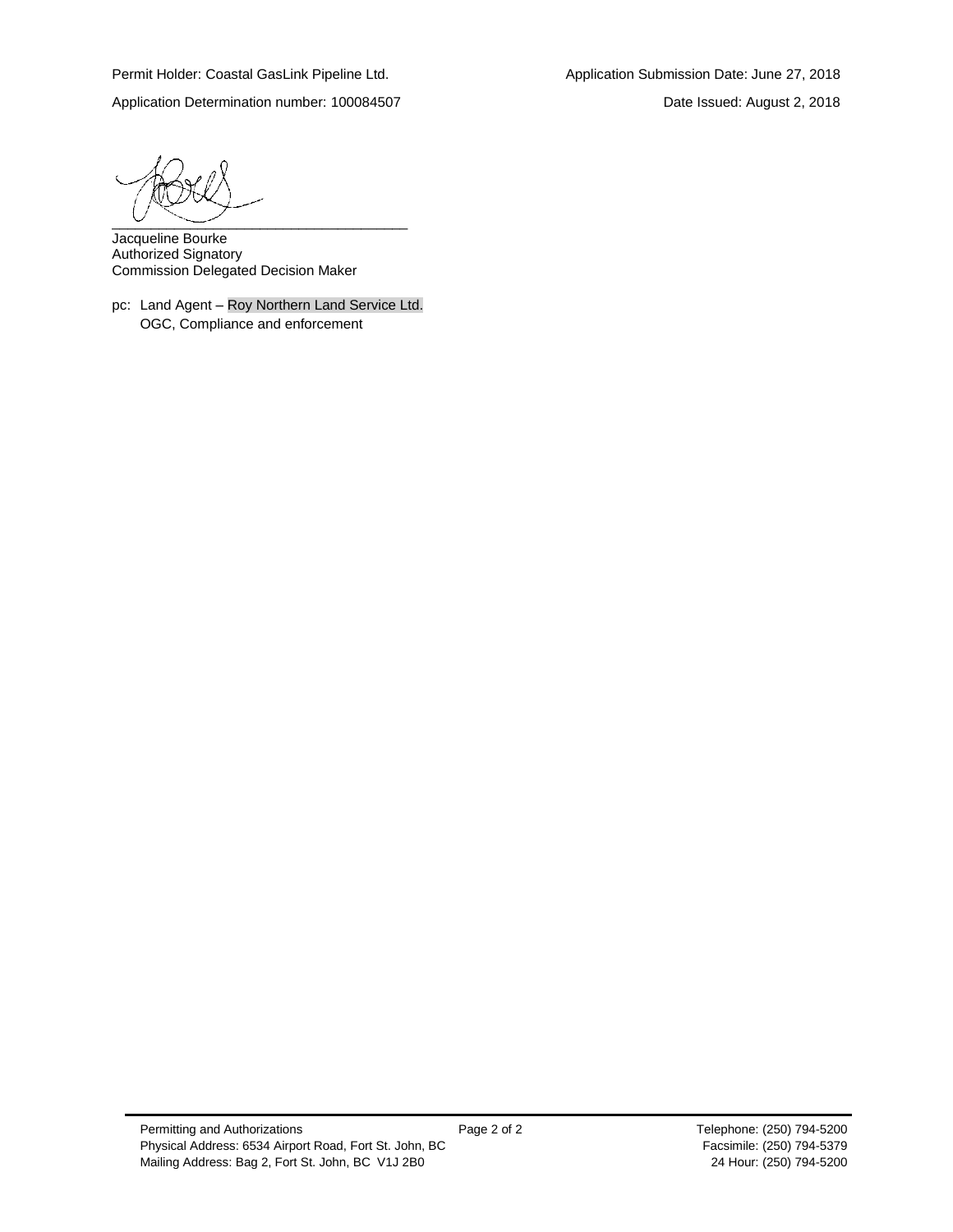Permit Holder: Coastal GasLink Pipeline Ltd.

Application Submission Date: June 27, 2018

Application Determination number: 100084507

Date Issued: August 2, 2018

______________________________________

Jacqueline Bourke
Authorized Signatory
Commission Delegated Decision Maker

pc: Land Agent – Roy Northern Land Service Ltd.
OGC, Compliance and enforcement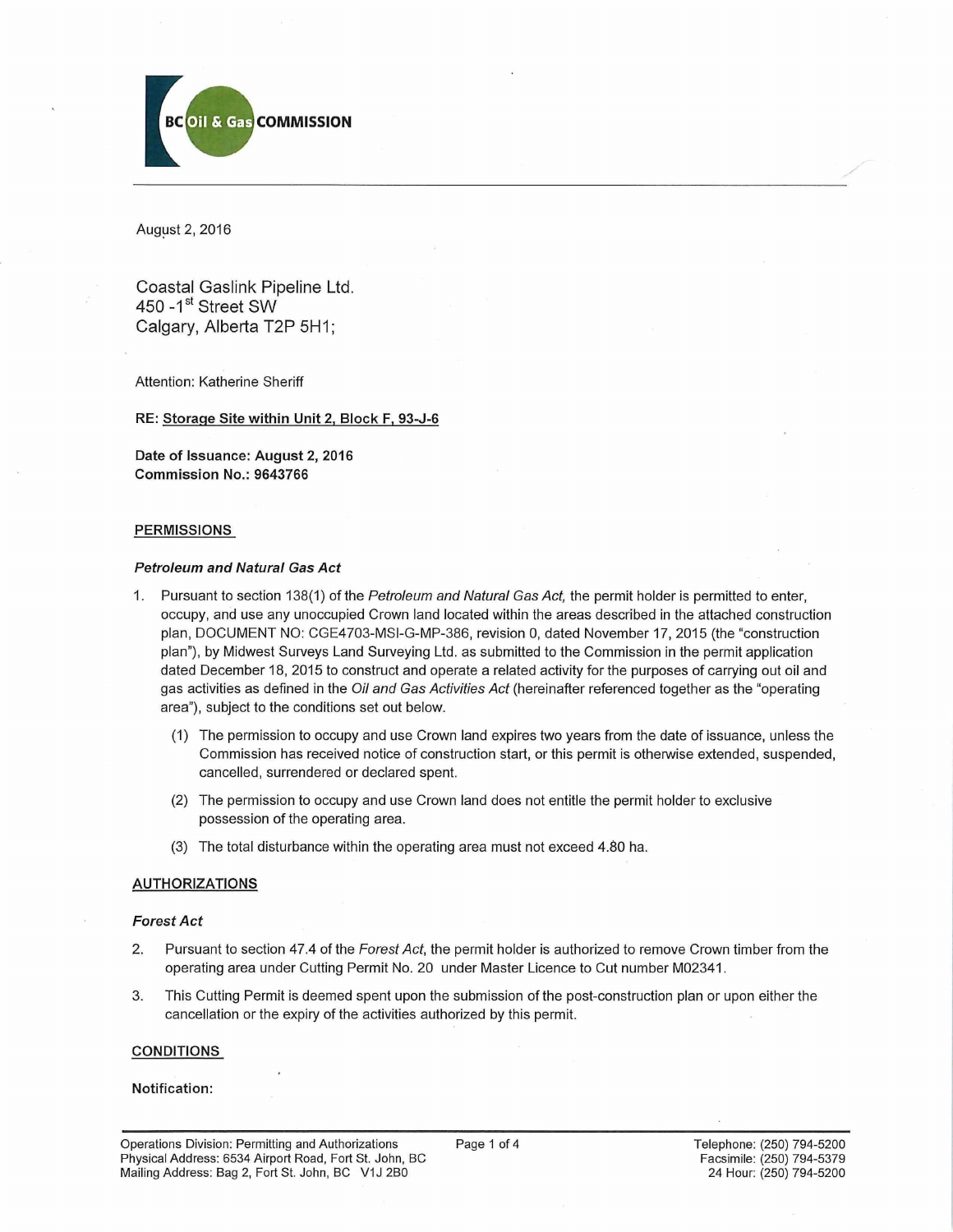BC Oil & Gas COMMISSION

August 2, 2016

Coastal Gaslink Pipeline Ltd.
450 -1st Street SW
Calgary, Alberta T2P 5H1;

Attention: Katherine Sheriff

**RE: Storage Site within Unit 2, Block F, 93-J-6**

**Date of Issuance: August 2, 2016**
**Commission No.: 9643766**

## PERMISSIONS

### *Petroleum and Natural Gas Act*

1. Pursuant to section 138(1) of the *Petroleum and Natural Gas Act,* the permit holder is permitted to enter, occupy, and use any unoccupied Crown land located within the areas described in the attached construction plan, DOCUMENT NO: CGE4703-MSI-G-MP-386, revision 0, dated November 17, 2015 (the "construction plan"), by Midwest Surveys Land Surveying Ltd. as submitted to the Commission in the permit application dated December 18, 2015 to construct and operate a related activity for the purposes of carrying out oil and gas activities as defined in the *Oil and Gas Activities Act* (hereinafter referenced together as the "operating area"), subject to the conditions set out below.
   (1) The permission to occupy and use Crown land expires two years from the date of issuance, unless the Commission has received notice of construction start, or this permit is otherwise extended, suspended, cancelled, surrendered or declared spent.
   (2) The permission to occupy and use Crown land does not entitle the permit holder to exclusive possession of the operating area.
   (3) The total disturbance within the operating area must not exceed 4.80 ha.

## AUTHORIZATIONS

### *Forest Act*

2. Pursuant to section 47.4 of the *Forest Act*, the permit holder is authorized to remove Crown timber from the operating area under Cutting Permit No. 20 under Master Licence to Cut number M02341.
3. This Cutting Permit is deemed spent upon the submission of the post-construction plan or upon either the cancellation or the expiry of the activities authorized by this permit.

## CONDITIONS

**Notification:**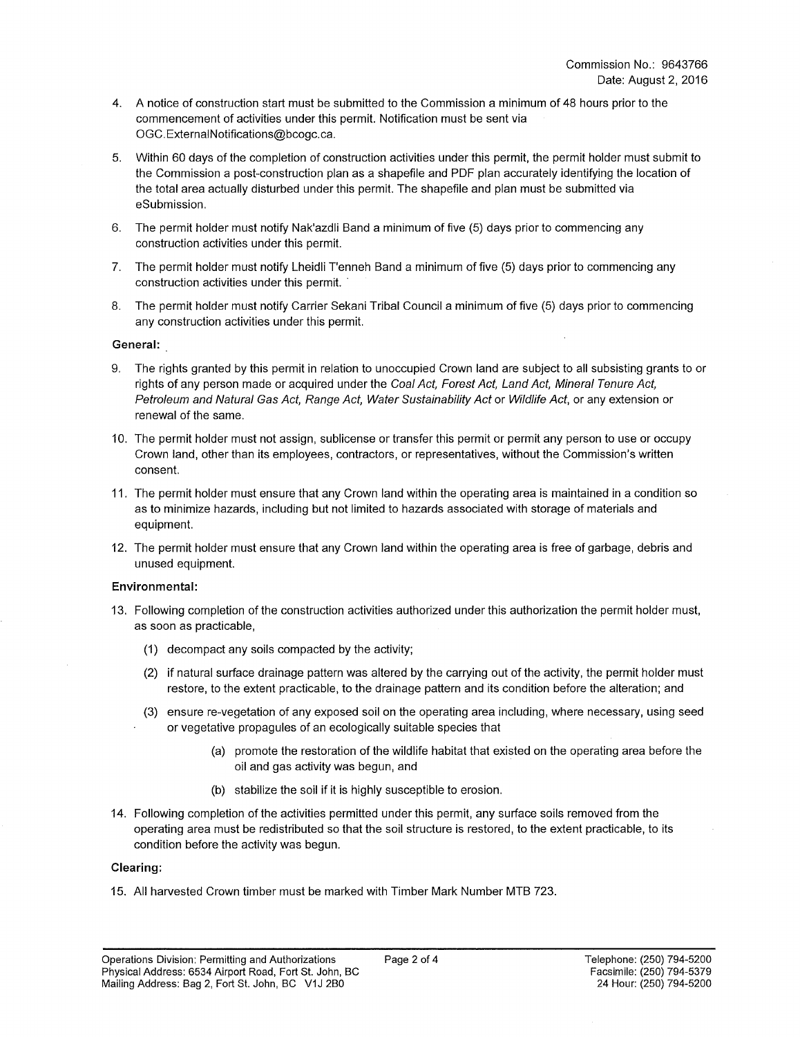Commission No.: 9643766
Date: August 2, 2016

4. A notice of construction start must be submitted to the Commission a minimum of 48 hours prior to the commencement of activities under this permit. Notification must be sent via OGC.ExternalNotifications@bcogc.ca.

5. Within 60 days of the completion of construction activities under this permit, the permit holder must submit to the Commission a post-construction plan as a shapefile and PDF plan accurately identifying the location of the total area actually disturbed under this permit. The shapefile and plan must be submitted via eSubmission.

6. The permit holder must notify Nak'azdli Band a minimum of five (5) days prior to commencing any construction activities under this permit.

7. The permit holder must notify Lheidli T'enneh Band a minimum of five (5) days prior to commencing any construction activities under this permit.

8. The permit holder must notify Carrier Sekani Tribal Council a minimum of five (5) days prior to commencing any construction activities under this permit.

**General:**

9. The rights granted by this permit in relation to unoccupied Crown land are subject to all subsisting grants to or rights of any person made or acquired under the *Coal Act, Forest Act, Land Act, Mineral Tenure Act, Petroleum and Natural Gas Act, Range Act, Water Sustainability Act* or *Wildlife Act*, or any extension or renewal of the same.

10. The permit holder must not assign, sublicense or transfer this permit or permit any person to use or occupy Crown land, other than its employees, contractors, or representatives, without the Commission's written consent.

11. The permit holder must ensure that any Crown land within the operating area is maintained in a condition so as to minimize hazards, including but not limited to hazards associated with storage of materials and equipment.

12. The permit holder must ensure that any Crown land within the operating area is free of garbage, debris and unused equipment.

**Environmental:**

13. Following completion of the construction activities authorized under this authorization the permit holder must, as soon as practicable,

    (1) decompact any soils compacted by the activity;

    (2) if natural surface drainage pattern was altered by the carrying out of the activity, the permit holder must restore, to the extent practicable, to the drainage pattern and its condition before the alteration; and

    (3) ensure re-vegetation of any exposed soil on the operating area including, where necessary, using seed or vegetative propagules of an ecologically suitable species that

        (a) promote the restoration of the wildlife habitat that existed on the operating area before the oil and gas activity was begun, and

        (b) stabilize the soil if it is highly susceptible to erosion.

14. Following completion of the activities permitted under this permit, any surface soils removed from the operating area must be redistributed so that the soil structure is restored, to the extent practicable, to its condition before the activity was begun.

**Clearing:**

15. All harvested Crown timber must be marked with Timber Mark Number MTB 723.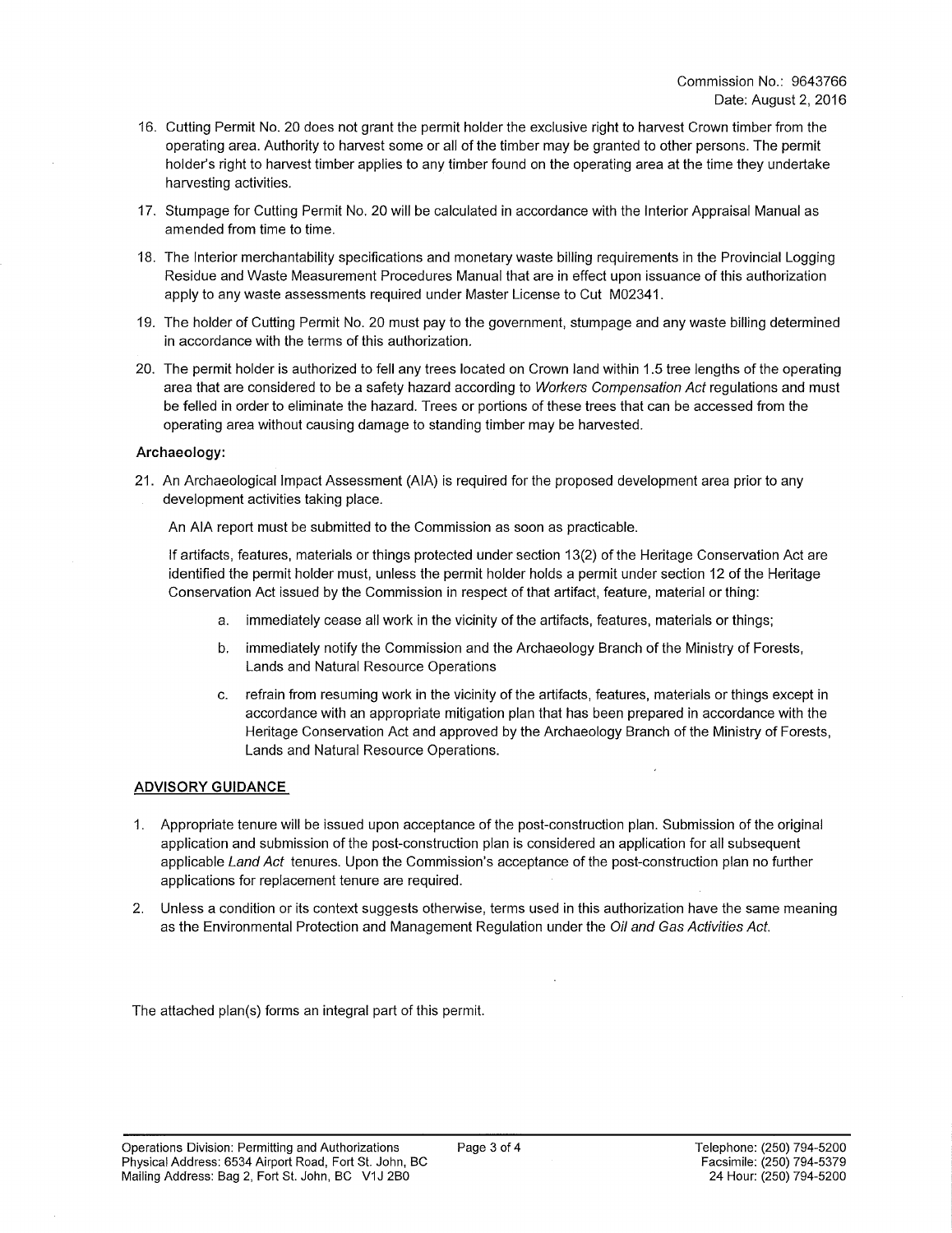Commission No.: 9643766
Date: August 2, 2016

16. Cutting Permit No. 20 does not grant the permit holder the exclusive right to harvest Crown timber from the operating area. Authority to harvest some or all of the timber may be granted to other persons. The permit holder's right to harvest timber applies to any timber found on the operating area at the time they undertake harvesting activities.

17. Stumpage for Cutting Permit No. 20 will be calculated in accordance with the Interior Appraisal Manual as amended from time to time.

18. The Interior merchantability specifications and monetary waste billing requirements in the Provincial Logging Residue and Waste Measurement Procedures Manual that are in effect upon issuance of this authorization apply to any waste assessments required under Master License to Cut M02341.

19. The holder of Cutting Permit No. 20 must pay to the government, stumpage and any waste billing determined in accordance with the terms of this authorization.

20. The permit holder is authorized to fell any trees located on Crown land within 1.5 tree lengths of the operating area that are considered to be a safety hazard according to *Workers Compensation Act* regulations and must be felled in order to eliminate the hazard. Trees or portions of these trees that can be accessed from the operating area without causing damage to standing timber may be harvested.

**Archaeology:**

21. An Archaeological Impact Assessment (AIA) is required for the proposed development area prior to any development activities taking place.

    An AIA report must be submitted to the Commission as soon as practicable.

    If artifacts, features, materials or things protected under section 13(2) of the Heritage Conservation Act are identified the permit holder must, unless the permit holder holds a permit under section 12 of the Heritage Conservation Act issued by the Commission in respect of that artifact, feature, material or thing:

    a. immediately cease all work in the vicinity of the artifacts, features, materials or things;

    b. immediately notify the Commission and the Archaeology Branch of the Ministry of Forests, Lands and Natural Resource Operations

    c. refrain from resuming work in the vicinity of the artifacts, features, materials or things except in accordance with an appropriate mitigation plan that has been prepared in accordance with the Heritage Conservation Act and approved by the Archaeology Branch of the Ministry of Forests, Lands and Natural Resource Operations.

## ADVISORY GUIDANCE

1. Appropriate tenure will be issued upon acceptance of the post-construction plan. Submission of the original application and submission of the post-construction plan is considered an application for all subsequent applicable *Land Act* tenures. Upon the Commission's acceptance of the post-construction plan no further applications for replacement tenure are required.

2. Unless a condition or its context suggests otherwise, terms used in this authorization have the same meaning as the Environmental Protection and Management Regulation under the *Oil and Gas Activities Act*.

The attached plan(s) forms an integral part of this permit.

Operations Division: Permitting and Authorizations
Physical Address: 6534 Airport Road, Fort St. John, BC
Mailing Address: Bag 2, Fort St. John, BC V1J 2B0

Telephone: (250) 794-5200
Facsimile: (250) 794-5379
24 Hour: (250) 794-5200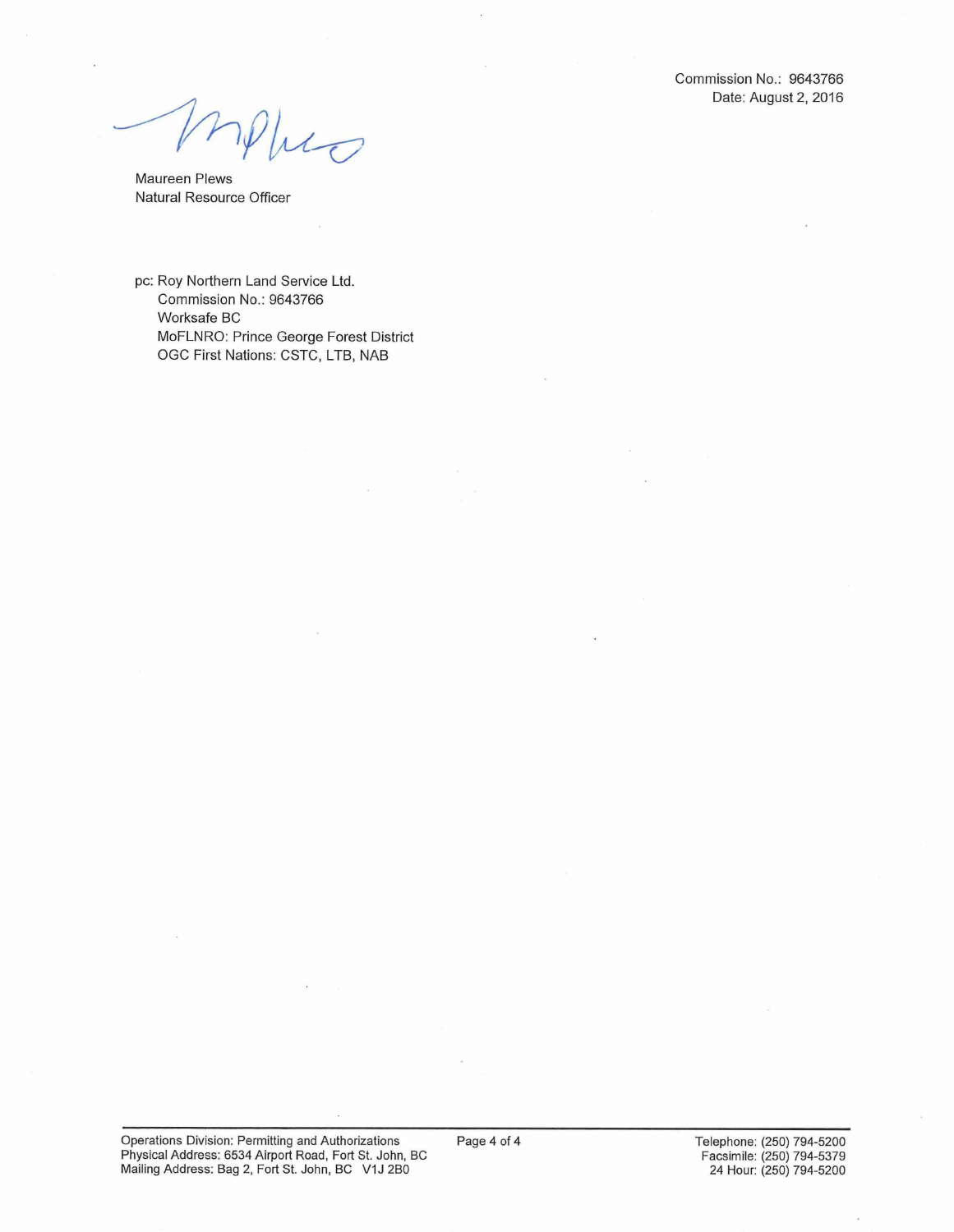Commission No.: 9643766
Date: August 2, 2016

Maureen Plews
Natural Resource Officer

pc: Roy Northern Land Service Ltd.
Commission No.: 9643766
Worksafe BC
MoFLNRO: Prince George Forest District
OGC First Nations: CSTC, LTB, NAB